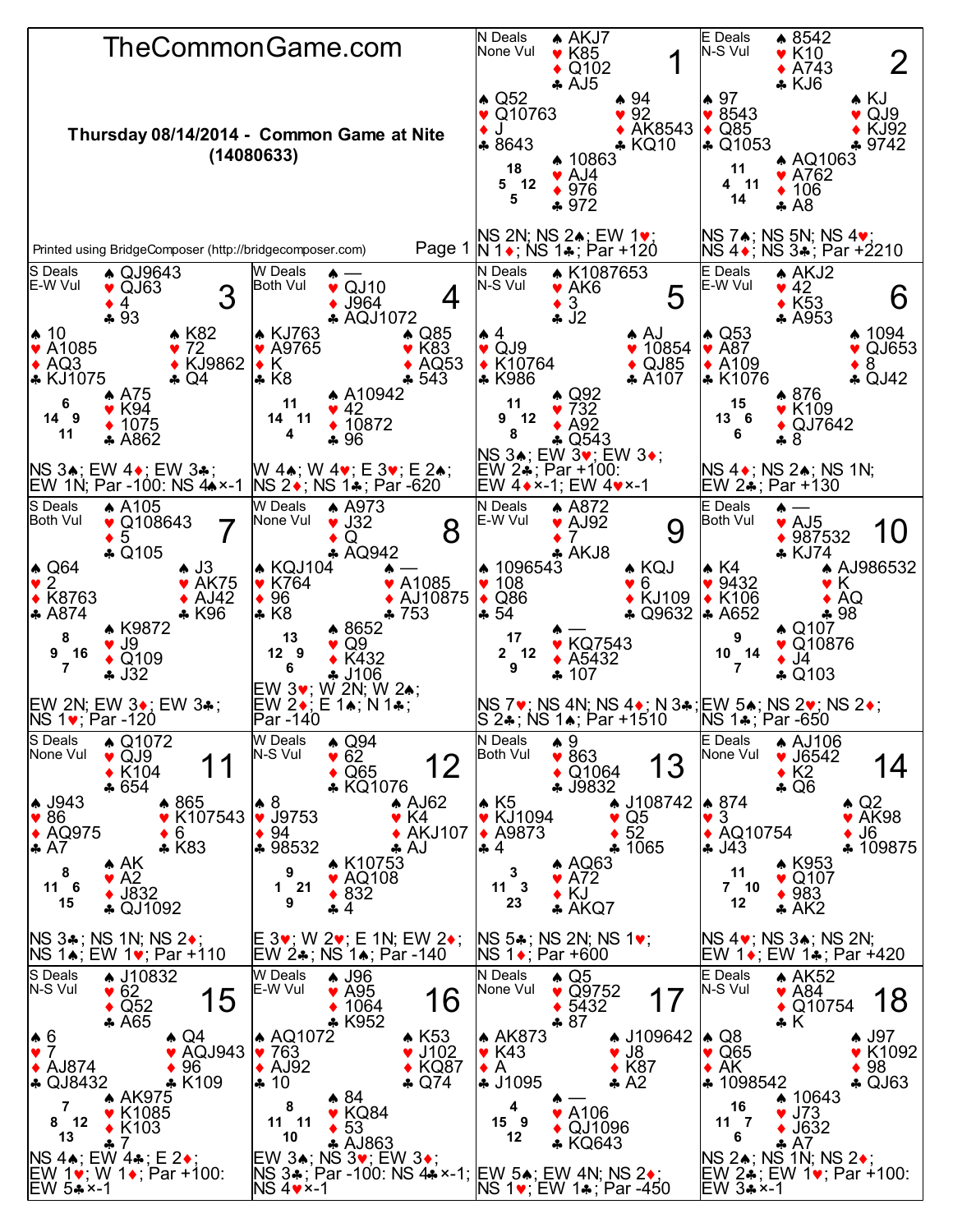# TheCommonGame.com

**Thursday 08/14/2014 - Common Game at Nite (14080633)**

Printed using BridgeComposer (http://bridgecomposer.com)

## Board 1
N Deals, None Vul

- North: ♠ AKJ7 ♥ K85 ♦ Q102 ♣ AJ5
- West: ♠ Q52 ♥ Q10763 ♦ J ♣ 8643
- East: ♠ 94 ♥ 92 ♦ AK8543 ♣ KQ10
- South: ♠ 10863 ♥ AJ4 ♦ 976 ♣ 972

HCP: N 18, W 5, E 12, S 5

NS 2N; NS 2♠; EW 1♥; N 1♦; NS 1♣; Par +120

## Board 2
E Deals, N-S Vul

- North: ♠ 8542 ♥ K10 ♦ A743 ♣ KJ6
- West: ♠ 97 ♥ 8543 ♦ Q85 ♣ Q1053
- East: ♠ KJ ♥ QJ9 ♦ KJ92 ♣ 9742
- South: ♠ AQ1063 ♥ A762 ♦ 106 ♣ A8

HCP: N 11, W 4, E 11, S 14

NS 7♠; NS 5N; NS 4♥; NS 4♦; NS 3♣; Par +2210

## Board 3
S Deals, E-W Vul

- North: ♠ QJ9643 ♥ QJ63 ♦ 4 ♣ 93
- West: ♠ 10 ♥ A1085 ♦ AQ3 ♣ KJ1075
- East: ♠ K82 ♥ 72 ♦ KJ9862 ♣ Q4
- South: ♠ A75 ♥ K94 ♦ 1075 ♣ A862

HCP: N 6, W 14, E 9, S 11

NS 3♠; EW 4♦; EW 3♣; EW 1N; Par -100: NS 4♠×-1

## Board 4
W Deals, Both Vul

- North: ♠ — ♥ QJ10 ♦ J964 ♣ AQJ1072
- West: ♠ KJ763 ♥ A9765 ♦ K ♣ K8
- East: ♠ Q85 ♥ K83 ♦ AQ53 ♣ 543
- South: ♠ A10942 ♥ 42 ♦ 10872 ♣ 96

HCP: N 11, W 14, E 11, S 4

W 4♠; W 4♥; E 3♥; E 2♠; NS 2♦; NS 1♣; Par -620

## Board 5
N Deals, N-S Vul

- North: ♠ K1087653 ♥ AK6 ♦ 3 ♣ J2
- West: ♠ 4 ♥ QJ9 ♦ K10764 ♣ K986
- East: ♠ AJ ♥ 10854 ♦ QJ85 ♣ A107
- South: ♠ Q92 ♥ 732 ♦ A92 ♣ Q543

HCP: N 11, W 9, E 12, S 8

NS 3♠; EW 3♥; EW 3♦; EW 2♣; Par +100: EW 4♦×-1; EW 4♥×-1

## Board 6
E Deals, E-W Vul

- North: ♠ AKJ2 ♥ 42 ♦ K53 ♣ A953
- West: ♠ Q53 ♥ A87 ♦ A109 ♣ K1076
- East: ♠ 1094 ♥ QJ653 ♦ 8 ♣ QJ42
- South: ♠ 876 ♥ K109 ♦ QJ7642 ♣ 8

HCP: N 15, W 13, E 6, S 6

NS 4♦; NS 2♠; NS 1N; EW 2♣; Par +130

## Board 7
S Deals, Both Vul

- North: ♠ A105 ♥ Q108643 ♦ 5 ♣ Q105
- West: ♠ Q64 ♥ 2 ♦ K8763 ♣ A874
- East: ♠ J3 ♥ AK75 ♦ AJ42 ♣ K96
- South: ♠ K9872 ♥ J9 ♦ Q109 ♣ J32

HCP: N 8, W 9, E 16, S 7

EW 2N; EW 3♦; EW 3♣; NS 1♥; Par -120

## Board 8
W Deals, None Vul

- North: ♠ A973 ♥ J32 ♦ Q ♣ AQ942
- West: ♠ KQJ104 ♥ K764 ♦ 96 ♣ K8
- East: ♠ — ♥ A1085 ♦ AJ10875 ♣ 753
- South: ♠ 8652 ♥ Q9 ♦ K432 ♣ J106

HCP: N 13, W 12, E 9, S 6

EW 3♥; W 2N; W 2♠; EW 2♦; E 1♠; N 1♣; Par -140

## Board 9
N Deals, E-W Vul

- North: ♠ A872 ♥ AJ92 ♦ 7 ♣ AKJ8
- West: ♠ 1096543 ♥ 108 ♦ Q86 ♣ 54
- East: ♠ KQJ ♥ 6 ♦ KJ109 ♣ Q9632
- South: ♠ — ♥ KQ7543 ♦ A5432 ♣ 107

HCP: N 17, W 2, E 12, S 9

NS 7♥; NS 4N; NS 4♦; N 3♣; S 2♣; NS 1♠; Par +1510

## Board 10
E Deals, Both Vul

- North: ♠ — ♥ AJ5 ♦ 987532 ♣ KJ74
- West: ♠ K4 ♥ 9432 ♦ K106 ♣ A652
- East: ♠ AJ986532 ♥ K ♦ AQ ♣ 98
- South: ♠ Q107 ♥ Q10876 ♦ J4 ♣ Q103

HCP: N 9, W 10, E 14, S 7

EW 5♠; NS 2♥; NS 2♦; NS 1♣; Par -650

## Board 11
S Deals, None Vul

- North: ♠ Q1072 ♥ QJ9 ♦ K104 ♣ 654
- West: ♠ J943 ♥ 86 ♦ AQ975 ♣ A7
- East: ♠ 865 ♥ K107543 ♦ 6 ♣ K83
- South: ♠ AK ♥ A2 ♦ J832 ♣ QJ1092

HCP: N 8, W 11, E 6, S 15

NS 3♣; NS 1N; NS 2♦; NS 1♠; EW 1♥; Par +110

## Board 12
W Deals, N-S Vul

- North: ♠ Q94 ♥ 62 ♦ Q65 ♣ KQ1076
- West: ♠ 8 ♥ J9753 ♦ 94 ♣ 98532
- East: ♠ AJ62 ♥ K4 ♦ AKJ107 ♣ AJ
- South: ♠ K10753 ♥ AQ108 ♦ 832 ♣ 4

HCP: N 9, W 1, E 21, S 9

E 3♥; W 2♥; E 1N; EW 2♦; EW 2♣; NS 1♠; Par -140

## Board 13
N Deals, Both Vul

- North: ♠ 9 ♥ 863 ♦ Q1064 ♣ J9832
- West: ♠ K5 ♥ KJ1094 ♦ A9873 ♣ 4
- East: ♠ J108742 ♥ Q5 ♦ 52 ♣ 1065
- South: ♠ AQ63 ♥ A72 ♦ KJ ♣ AKQ7

HCP: N 3, W 11, E 3, S 23

NS 5♣; NS 2N; NS 1♥; NS 1♦; Par +600

## Board 14
E Deals, None Vul

- North: ♠ AJ106 ♥ J6542 ♦ K2 ♣ Q6
- West: ♠ 874 ♥ 3 ♦ AQ10754 ♣ J43
- East: ♠ Q2 ♥ AK98 ♦ J6 ♣ 109875
- South: ♠ K953 ♥ Q107 ♦ 983 ♣ AK2

HCP: N 11, W 7, E 10, S 12

NS 4♥; NS 3♠; NS 2N; EW 1♦; EW 1♣; Par +420

## Board 15
S Deals, N-S Vul

- North: ♠ J10832 ♥ 62 ♦ Q52 ♣ A65
- West: ♠ 6 ♥ 7 ♦ AJ874 ♣ QJ8432
- East: ♠ Q4 ♥ AQJ943 ♦ 96 ♣ K109
- South: ♠ AK975 ♥ K1085 ♦ K103 ♣ 7

HCP: N 7, W 8, E 12, S 13

NS 4♠; EW 4♣; E 2♦; EW 1♥; W 1♦; Par +100: EW 5♣×-1

## Board 16
W Deals, E-W Vul

- North: ♠ J96 ♥ A95 ♦ 1064 ♣ K952
- West: ♠ AQ1072 ♥ 763 ♦ AJ92 ♣ 10
- East: ♠ K53 ♥ J102 ♦ KQ87 ♣ Q74
- South: ♠ 84 ♥ KQ84 ♦ 53 ♣ AJ863

HCP: N 8, W 11, E 11, S 10

EW 3♠; NS 3♥; EW 3♦; NS 3♣; Par -100: NS 4♣×-1; NS 4♥×-1

## Board 17
N Deals, None Vul

- North: ♠ Q5 ♥ Q9752 ♦ 5432 ♣ 87
- West: ♠ AK873 ♥ K43 ♦ A ♣ J1095
- East: ♠ J109642 ♥ J8 ♦ K87 ♣ A2
- South: ♠ — ♥ A106 ♦ QJ1096 ♣ KQ643

HCP: N 4, W 15, E 9, S 12

EW 5♠; EW 4N; NS 2♦; NS 1♥; EW 1♣; Par -450

## Board 18
E Deals, N-S Vul

- North: ♠ AK52 ♥ A84 ♦ Q10754 ♣ K
- West: ♠ Q8 ♥ Q65 ♦ AK ♣ 1098542
- East: ♠ J97 ♥ K1092 ♦ 98 ♣ QJ63
- South: ♠ 10643 ♥ J73 ♦ J632 ♣ A7

HCP: N 16, W 11, E 7, S 6

NS 2♠; NS 1N; NS 2♦; EW 2♣; EW 1♥; Par +100: EW 3♣×-1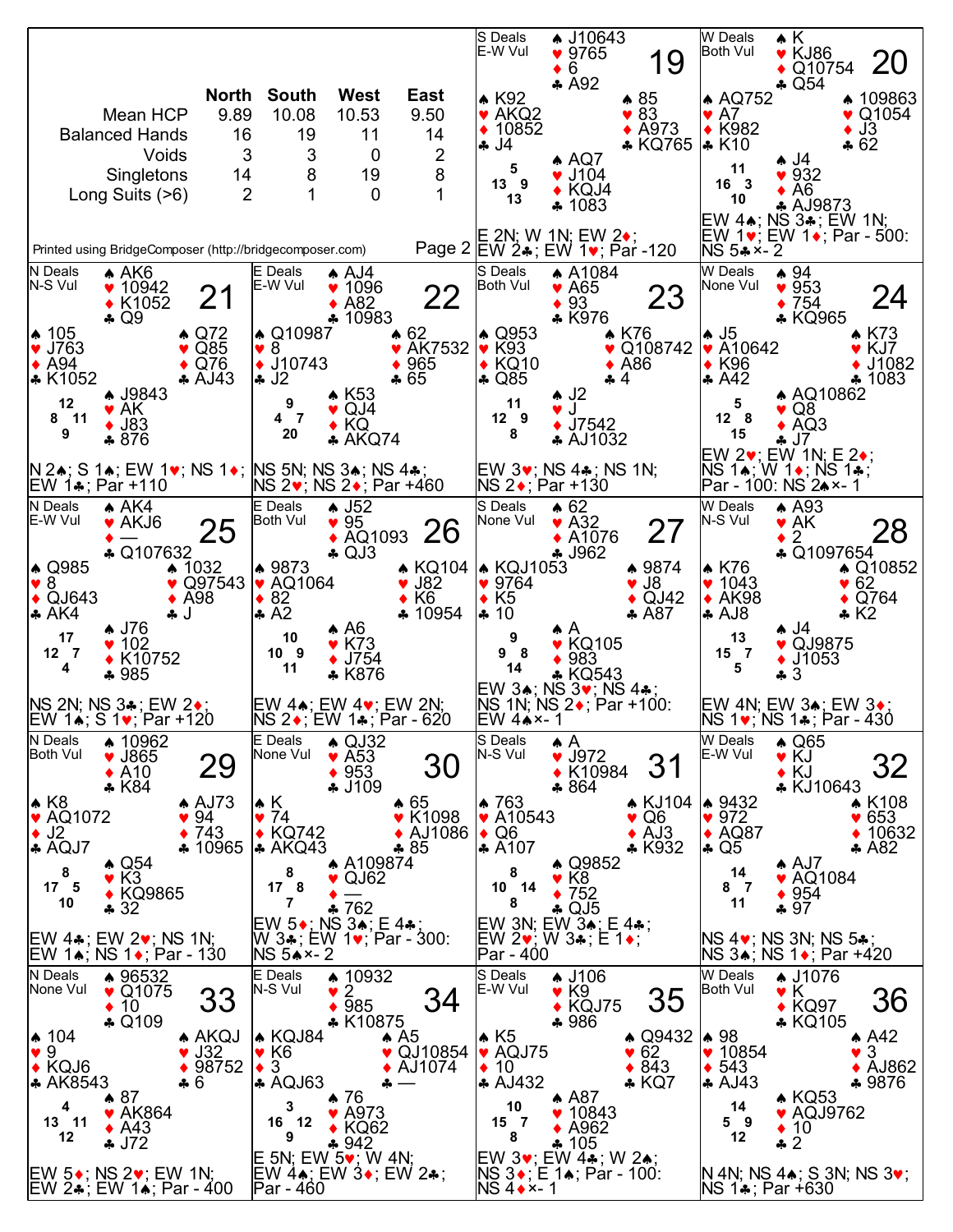|  | North | South | West | East |
|---|---|---|---|---|
| Mean HCP | 9.89 | 10.08 | 10.53 | 9.50 |
| Balanced Hands | 16 | 19 | 11 | 14 |
| Voids | 3 | 3 | 0 | 2 |
| Singletons | 14 | 8 | 19 | 8 |
| Long Suits (>6) | 2 | 1 | 0 | 1 |

Printed using BridgeComposer (http://bridgecomposer.com)

## Board 19
S Deals, E-W Vul

North: ♠ J10643 ♥ 9765 ♦ 6 ♣ A92

West: ♠ K92 ♥ AKQ2 ♦ 10852 ♣ J4

East: ♠ 85 ♥ 83 ♦ A973 ♣ KQ765

South: ♠ AQ7 ♥ J104 ♦ KQJ4 ♣ 1083

HCP: N 5, W 13, E 9, S 13

E 2N; W 1N; EW 2♦; EW 2♣; EW 1♥; Par -120

## Board 20
W Deals, Both Vul

North: ♠ K ♥ KJ86 ♦ Q10754 ♣ Q54

West: ♠ AQ752 ♥ A7 ♦ K982 ♣ K10

East: ♠ 109863 ♥ Q1054 ♦ J3 ♣ 62

South: ♠ J4 ♥ 932 ♦ A6 ♣ AJ9873

HCP: N 11, W 16, E 3, S 10

EW 4♠; NS 3♣; EW 1N; EW 1♥; EW 1♦; Par - 500: NS 5♣×- 2

## Board 21
N Deals, N-S Vul

North: ♠ AK6 ♥ 10942 ♦ K1052 ♣ Q9

West: ♠ 105 ♥ J763 ♦ A94 ♣ K1052

East: ♠ Q72 ♥ Q85 ♦ Q76 ♣ AJ43

South: ♠ J9843 ♥ AK ♦ J83 ♣ 876

HCP: N 12, W 8, E 11, S 9

N 2♠; S 1♠; EW 1♥; NS 1♦; EW 1♣; Par +110

## Board 22
E Deals, E-W Vul

North: ♠ AJ4 ♥ 1096 ♦ A82 ♣ 10983

West: ♠ Q10987 ♥ 8 ♦ J10743 ♣ J2

East: ♠ 62 ♥ AK7532 ♦ 965 ♣ 65

South: ♠ K53 ♥ QJ4 ♦ KQ ♣ AKQ74

HCP: N 9, W 4, E 7, S 20

NS 5N; NS 3♠; NS 4♣; NS 2♥; NS 2♦; Par +460

## Board 23
S Deals, Both Vul

North: ♠ A1084 ♥ A65 ♦ 93 ♣ K976

West: ♠ Q953 ♥ K93 ♦ KQ10 ♣ Q85

East: ♠ K76 ♥ Q108742 ♦ A86 ♣ 4

South: ♠ J2 ♥ J ♦ J7542 ♣ AJ1032

HCP: N 11, W 12, E 9, S 8

EW 3♥; NS 4♣; NS 1N; NS 2♦; Par +130

## Board 24
W Deals, None Vul

North: ♠ 94 ♥ 953 ♦ 754 ♣ KQ965

West: ♠ J5 ♥ A10642 ♦ K96 ♣ A42

East: ♠ K73 ♥ KJ7 ♦ J1082 ♣ 1083

South: ♠ AQ10862 ♥ Q8 ♦ AQ3 ♣ J7

HCP: N 5, W 12, E 8, S 15

EW 2♥; EW 1N; E 2♦; NS 1♠; W 1♦; NS 1♣; Par - 100: NS 2♠×- 1

## Board 25
N Deals, E-W Vul

North: ♠ AK4 ♥ AKJ6 ♦ — ♣ Q107632

West: ♠ Q985 ♥ 8 ♦ QJ643 ♣ AK4

East: ♠ 1032 ♥ Q97543 ♦ A98 ♣ J

South: ♠ J76 ♥ 102 ♦ K10752 ♣ 985

HCP: N 17, W 12, E 7, S 4

NS 2N; NS 3♣; EW 2♦; EW 1♠; S 1♥; Par +120

## Board 26
E Deals, Both Vul

North: ♠ J52 ♥ 95 ♦ AQ1093 ♣ QJ3

West: ♠ 9873 ♥ AQ1064 ♦ 82 ♣ A2

East: ♠ KQ104 ♥ J82 ♦ K6 ♣ 10954

South: ♠ A6 ♥ K73 ♦ J754 ♣ K876

HCP: N 10, W 10, E 9, S 11

EW 4♠; EW 4♥; EW 2N; NS 2♦; EW 1♣; Par - 620

## Board 27
S Deals, None Vul

North: ♠ 62 ♥ A32 ♦ A1076 ♣ J962

West: ♠ KQJ1053 ♥ 9764 ♦ K5 ♣ 10

East: ♠ 9874 ♥ J8 ♦ QJ42 ♣ A87

South: ♠ A ♥ KQ105 ♦ 983 ♣ KQ543

HCP: N 9, W 9, E 8, S 14

EW 3♠; NS 3♥; NS 4♣; NS 1N; NS 2♦; Par +100: EW 4♠×- 1

## Board 28
W Deals, N-S Vul

North: ♠ A93 ♥ AK ♦ 2 ♣ Q1097654

West: ♠ K76 ♥ 1043 ♦ AK98 ♣ AJ8

East: ♠ Q10852 ♥ 62 ♦ Q764 ♣ K2

South: ♠ J4 ♥ QJ9875 ♦ J1053 ♣ 3

HCP: N 13, W 15, E 7, S 5

EW 4N; EW 3♠; EW 3♦; NS 1♥; NS 1♣; Par - 430

## Board 29
N Deals, Both Vul

North: ♠ 10962 ♥ J865 ♦ A10 ♣ K84

West: ♠ K8 ♥ AQ1072 ♦ J2 ♣ AQJ7

East: ♠ AJ73 ♥ 94 ♦ 743 ♣ 10965

South: ♠ Q54 ♥ K3 ♦ KQ9865 ♣ 32

HCP: N 8, W 17, E 5, S 10

EW 4♣; EW 2♥; NS 1N; EW 1♠; NS 1♦; Par - 130

## Board 30
E Deals, None Vul

North: ♠ QJ32 ♥ A53 ♦ 953 ♣ J109

West: ♠ K ♥ 74 ♦ KQ742 ♣ AKQ43

East: ♠ 65 ♥ K1098 ♦ AJ1086 ♣ 85

South: ♠ A109874 ♥ QJ62 ♦ — ♣ 762

HCP: N 8, W 17, E 8, S 7

EW 5♦; NS 3♠; E 4♣; W 3♣; EW 1♥; Par - 300: NS 5♠×- 2

## Board 31
S Deals, N-S Vul

North: ♠ A ♥ J972 ♦ K10984 ♣ 864

West: ♠ 763 ♥ A10543 ♦ Q6 ♣ A107

East: ♠ KJ104 ♥ Q6 ♦ AJ3 ♣ K932

South: ♠ Q9852 ♥ K8 ♦ 752 ♣ QJ5

HCP: N 8, W 10, E 14, S 8

EW 3N; EW 3♠; E 4♣; EW 2♥; W 3♣; E 1♦; Par - 400

## Board 32
W Deals, E-W Vul

North: ♠ Q65 ♥ KJ ♦ KJ ♣ KJ10643

West: ♠ 9432 ♥ 972 ♦ AQ87 ♣ Q5

East: ♠ K108 ♥ 653 ♦ 10632 ♣ A82

South: ♠ AJ7 ♥ AQ1084 ♦ 954 ♣ 97

HCP: N 14, W 8, E 7, S 11

NS 4♥; NS 3N; NS 5♣; NS 3♠; NS 1♦; Par +420

## Board 33
N Deals, None Vul

North: ♠ 96532 ♥ Q1075 ♦ 10 ♣ Q109

West: ♠ 104 ♥ 9 ♦ KQJ6 ♣ AK8543

East: ♠ AKQJ ♥ J32 ♦ 98752 ♣ 6

South: ♠ 87 ♥ AK864 ♦ A43 ♣ J72

HCP: N 4, W 13, E 11, S 12

EW 5♦; NS 2♥; EW 1N; EW 2♣; EW 1♠; Par - 400

## Board 34
E Deals, N-S Vul

North: ♠ 10932 ♥ 2 ♦ 985 ♣ K10875

West: ♠ KQJ84 ♥ K6 ♦ 3 ♣ AQJ63

East: ♠ A5 ♥ QJ10854 ♦ AJ1074 ♣ —

South: ♠ 76 ♥ A973 ♦ KQ62 ♣ 942

HCP: N 3, W 16, E 12, S 9

E 5N; EW 5♥; W 4N; EW 4♠; EW 3♦; EW 2♣; Par - 460

## Board 35
S Deals, E-W Vul

North: ♠ J106 ♥ K9 ♦ KQJ75 ♣ 986

West: ♠ K5 ♥ AQJ75 ♦ 10 ♣ AJ432

East: ♠ Q9432 ♥ 62 ♦ 843 ♣ KQ7

South: ♠ A87 ♥ 10843 ♦ A962 ♣ 105

HCP: N 10, W 15, E 7, S 8

EW 3♥; EW 4♣; W 2♠; NS 3♦; E 1♠; Par - 100: NS 4♦×- 1

## Board 36
W Deals, Both Vul

North: ♠ J1076 ♥ K ♦ KQ97 ♣ KQ105

West: ♠ 98 ♥ 10854 ♦ 543 ♣ AJ43

East: ♠ A42 ♥ 3 ♦ AJ862 ♣ 9876

South: ♠ KQ53 ♥ AQJ9762 ♦ 10 ♣ 2

HCP: N 14, W 5, E 9, S 12

N 4N; NS 4♠; S 3N; NS 3♥; NS 1♣; Par +630